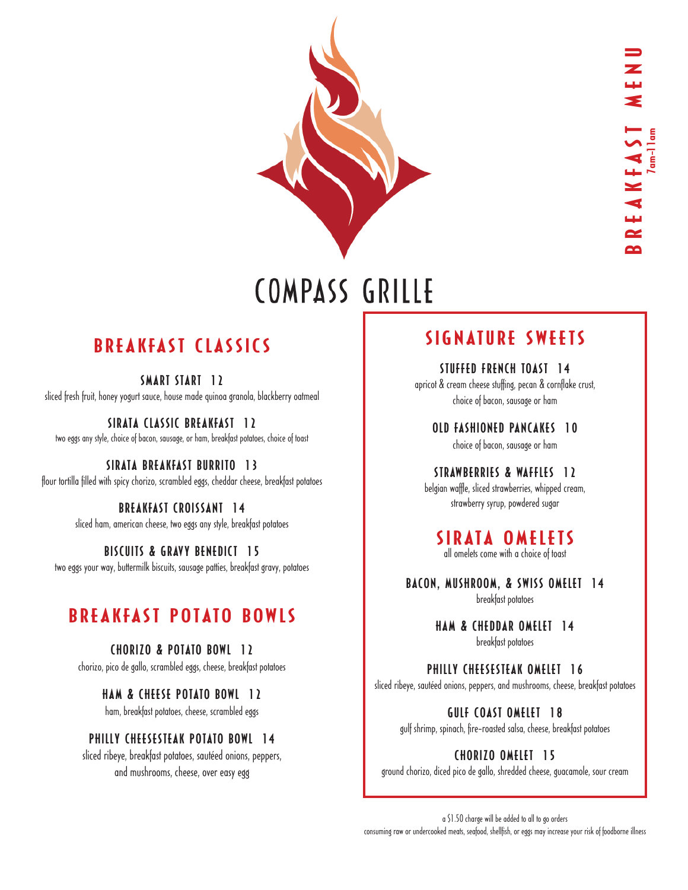# COMPASS GRILLE

BREAKFAST MENU
7am-11am

## BREAKFAST CLASSICS

### SMART START 12
sliced fresh fruit, honey yogurt sauce, house made quinoa granola, blackberry oatmeal

### SIRATA CLASSIC BREAKFAST 12
two eggs any style, choice of bacon, sausage, or ham, breakfast potatoes, choice of toast

### SIRATA BREAKFAST BURRITO 13
flour tortilla filled with spicy chorizo, scrambled eggs, cheddar cheese, breakfast potatoes

### BREAKFAST CROISSANT 14
sliced ham, american cheese, two eggs any style, breakfast potatoes

### BISCUITS & GRAVY BENEDICT 15
two eggs your way, buttermilk biscuits, sausage patties, breakfast gravy, potatoes

## BREAKFAST POTATO BOWLS

### CHORIZO & POTATO BOWL 12
chorizo, pico de gallo, scrambled eggs, cheese, breakfast potatoes

### HAM & CHEESE POTATO BOWL 12
ham, breakfast potatoes, cheese, scrambled eggs

### PHILLY CHEESESTEAK POTATO BOWL 14
sliced ribeye, breakfast potatoes, sautéed onions, peppers, and mushrooms, cheese, over easy egg

## SIGNATURE SWEETS

### STUFFED FRENCH TOAST 14
apricot & cream cheese stuffing, pecan & cornflake crust, choice of bacon, sausage or ham

### OLD FASHIONED PANCAKES 10
choice of bacon, sausage or ham

### STRAWBERRIES & WAFFLES 12
belgian waffle, sliced strawberries, whipped cream, strawberry syrup, powdered sugar

## SIRATA OMELETS
all omelets come with a choice of toast

### BACON, MUSHROOM, & SWISS OMELET 14
breakfast potatoes

### HAM & CHEDDAR OMELET 14
breakfast potatoes

### PHILLY CHEESESTEAK OMELET 16
sliced ribeye, sautéed onions, peppers, and mushrooms, cheese, breakfast potatoes

### GULF COAST OMELET 18
gulf shrimp, spinach, fire-roasted salsa, cheese, breakfast potatoes

### CHORIZO OMELET 15
ground chorizo, diced pico de gallo, shredded cheese, guacamole, sour cream

a $1.50 charge will be added to all to go orders

consuming raw or undercooked meats, seafood, shellfish, or eggs may increase your risk of foodborne illness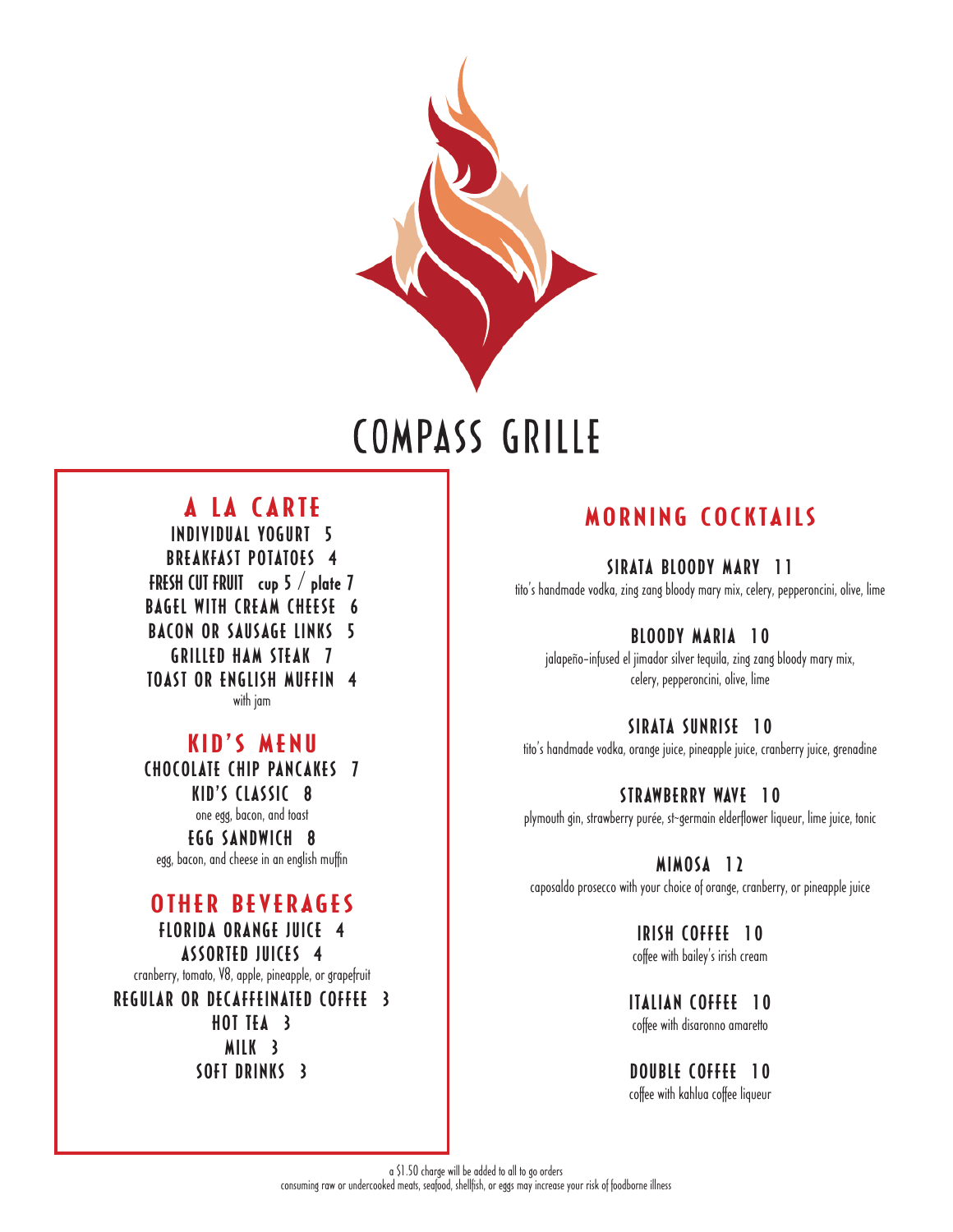# COMPASS GRILLE

## A LA CARTE

**INDIVIDUAL YOGURT 5**

**BREAKFAST POTATOES 4**

**FRESH CUT FRUIT cup 5 / plate 7**

**BAGEL WITH CREAM CHEESE 6**

**BACON OR SAUSAGE LINKS 5**

**GRILLED HAM STEAK 7**

**TOAST OR ENGLISH MUFFIN 4**
with jam

## KID'S MENU

**CHOCOLATE CHIP PANCAKES 7**

**KID'S CLASSIC 8**
one egg, bacon, and toast

**EGG SANDWICH 8**
egg, bacon, and cheese in an english muffin

## OTHER BEVERAGES

**FLORIDA ORANGE JUICE 4**

**ASSORTED JUICES 4**
cranberry, tomato, V8, apple, pineapple, or grapefruit

**REGULAR OR DECAFFEINATED COFFEE 3**

**HOT TEA 3**

**MILK 3**

**SOFT DRINKS 3**

## MORNING COCKTAILS

**SIRATA BLOODY MARY 11**
tito's handmade vodka, zing zang bloody mary mix, celery, pepperoncini, olive, lime

**BLOODY MARIA 10**
jalapeño-infused el jimador silver tequila, zing zang bloody mary mix, celery, pepperoncini, olive, lime

**SIRATA SUNRISE 10**
tito's handmade vodka, orange juice, pineapple juice, cranberry juice, grenadine

**STRAWBERRY WAVE 10**
plymouth gin, strawberry purée, st-germain elderflower liqueur, lime juice, tonic

**MIMOSA 12**
caposaldo prosecco with your choice of orange, cranberry, or pineapple juice

**IRISH COFFEE 10**
coffee with bailey's irish cream

**ITALIAN COFFEE 10**
coffee with disaronno amaretto

**DOUBLE COFFEE 10**
coffee with kahlua coffee liqueur

a $1.50 charge will be added to all to go orders
consuming raw or undercooked meats, seafood, shellfish, or eggs may increase your risk of foodborne illness